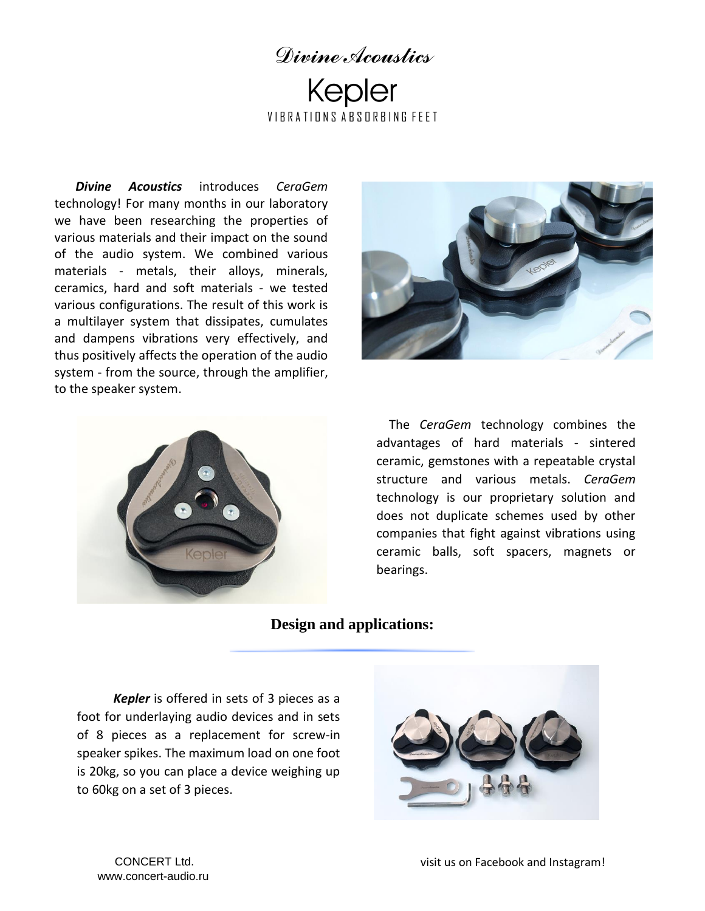# Divine Acoustics

## Kepler

VIBRATIONS ABSORBING FEET

***Divine Acoustics*** introduces *CeraGem* technology! For many months in our laboratory we have been researching the properties of various materials and their impact on the sound of the audio system. We combined various materials - metals, their alloys, minerals, ceramics, hard and soft materials - we tested various configurations. The result of this work is a multilayer system that dissipates, cumulates and dampens vibrations very effectively, and thus positively affects the operation of the audio system - from the source, through the amplifier, to the speaker system.

The *CeraGem* technology combines the advantages of hard materials - sintered ceramic, gemstones with a repeatable crystal structure and various metals. *CeraGem* technology is our proprietary solution and does not duplicate schemes used by other companies that fight against vibrations using ceramic balls, soft spacers, magnets or bearings.

### Design and applications:

***Kepler*** is offered in sets of 3 pieces as a foot for underlaying audio devices and in sets of 8 pieces as a replacement for screw-in speaker spikes. The maximum load on one foot is 20kg, so you can place a device weighing up to 60kg on a set of 3 pieces.

CONCERT Ltd.
www.concert-audio.ru

visit us on Facebook and Instagram!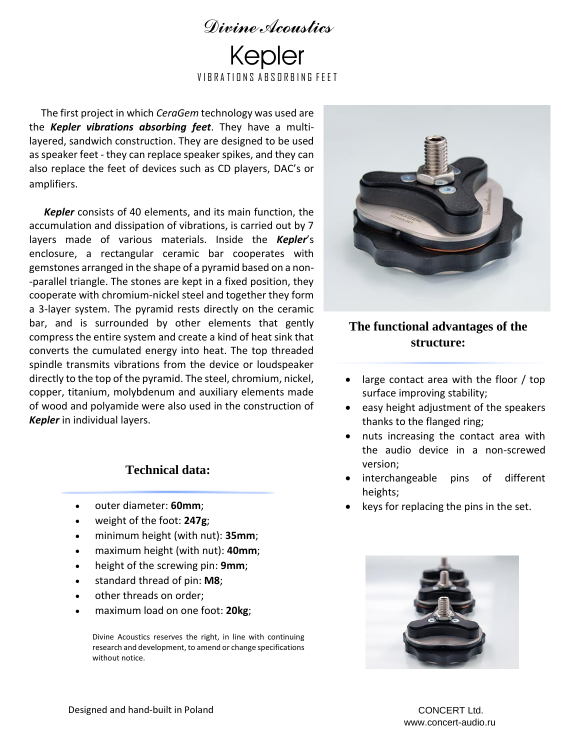# Divine Acoustics

# Kepler

VIBRATIONS ABSORBING FEET

The first project in which *CeraGem* technology was used are the ***Kepler vibrations absorbing feet***. They have a multi-layered, sandwich construction. They are designed to be used as speaker feet - they can replace speaker spikes, and they can also replace the feet of devices such as CD players, DAC's or amplifiers.

***Kepler*** consists of 40 elements, and its main function, the accumulation and dissipation of vibrations, is carried out by 7 layers made of various materials. Inside the ***Kepler***'s enclosure, a rectangular ceramic bar cooperates with gemstones arranged in the shape of a pyramid based on a non--parallel triangle. The stones are kept in a fixed position, they cooperate with chromium-nickel steel and together they form a 3-layer system. The pyramid rests directly on the ceramic bar, and is surrounded by other elements that gently compress the entire system and create a kind of heat sink that converts the cumulated energy into heat. The top threaded spindle transmits vibrations from the device or loudspeaker directly to the top of the pyramid. The steel, chromium, nickel, copper, titanium, molybdenum and auxiliary elements made of wood and polyamide were also used in the construction of ***Kepler*** in individual layers.

## The functional advantages of the structure:

- large contact area with the floor / top surface improving stability;
- easy height adjustment of the speakers thanks to the flanged ring;
- nuts increasing the contact area with the audio device in a non-screwed version;
- interchangeable pins of different heights;
- keys for replacing the pins in the set.

## Technical data:

- outer diameter: **60mm**;
- weight of the foot: **247g**;
- minimum height (with nut): **35mm**;
- maximum height (with nut): **40mm**;
- height of the screwing pin: **9mm**;
- standard thread of pin: **M8**;
- other threads on order;
- maximum load on one foot: **20kg**;

Divine Acoustics reserves the right, in line with continuing research and development, to amend or change specifications without notice.

Designed and hand-built in Poland

CONCERT Ltd.
www.concert-audio.ru